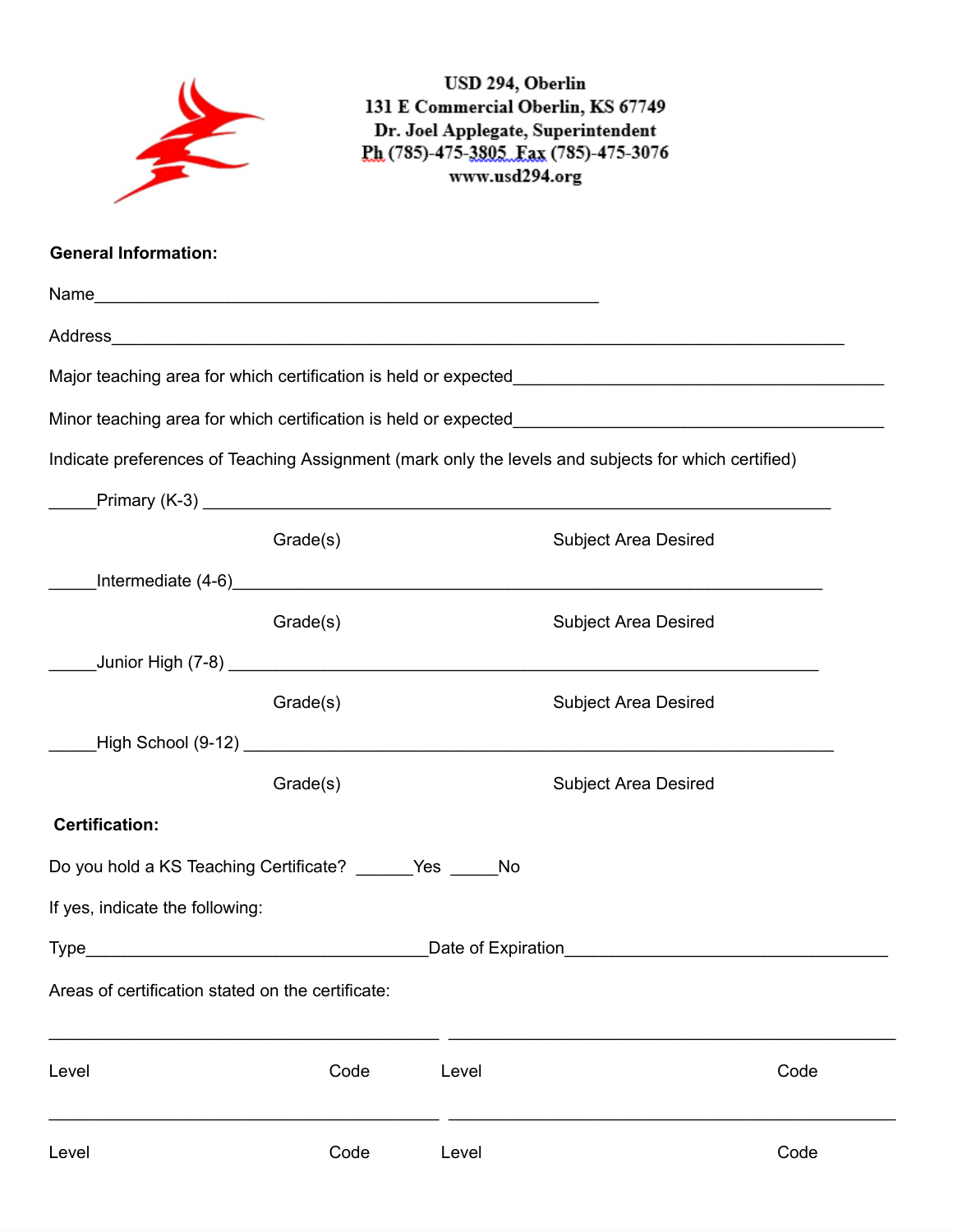**USD 294, Oberlin**
**131 E Commercial Oberlin, KS 67749**
**Dr. Joel Applegate, Superintendent**
**Ph (785)-475-3805 Fax (785)-475-3076**
**www.usd294.org**

**General Information:**

Name_____________________________________________________

Address__________________________________________________________________________

Major teaching area for which certification is held or expected________________________________________

Minor teaching area for which certification is held or expected________________________________________

Indicate preferences of Teaching Assignment (mark only the levels and subjects for which certified)

_____Primary (K-3) ___________________________________________________________________

Grade(s) Subject Area Desired

_____Intermediate (4-6)________________________________________________________________

Grade(s) Subject Area Desired

_____Junior High (7-8) _______________________________________________________________

Grade(s) Subject Area Desired

_____High School (9-12) _______________________________________________________________

Grade(s) Subject Area Desired

**Certification:**

Do you hold a KS Teaching Certificate? ______Yes _____No

If yes, indicate the following:

Type_____________________________________Date of Expiration___________________________________

Areas of certification stated on the certificate:

__________________________________________ ________________________________________________

Level Code Level Code

__________________________________________ ________________________________________________

Level Code Level Code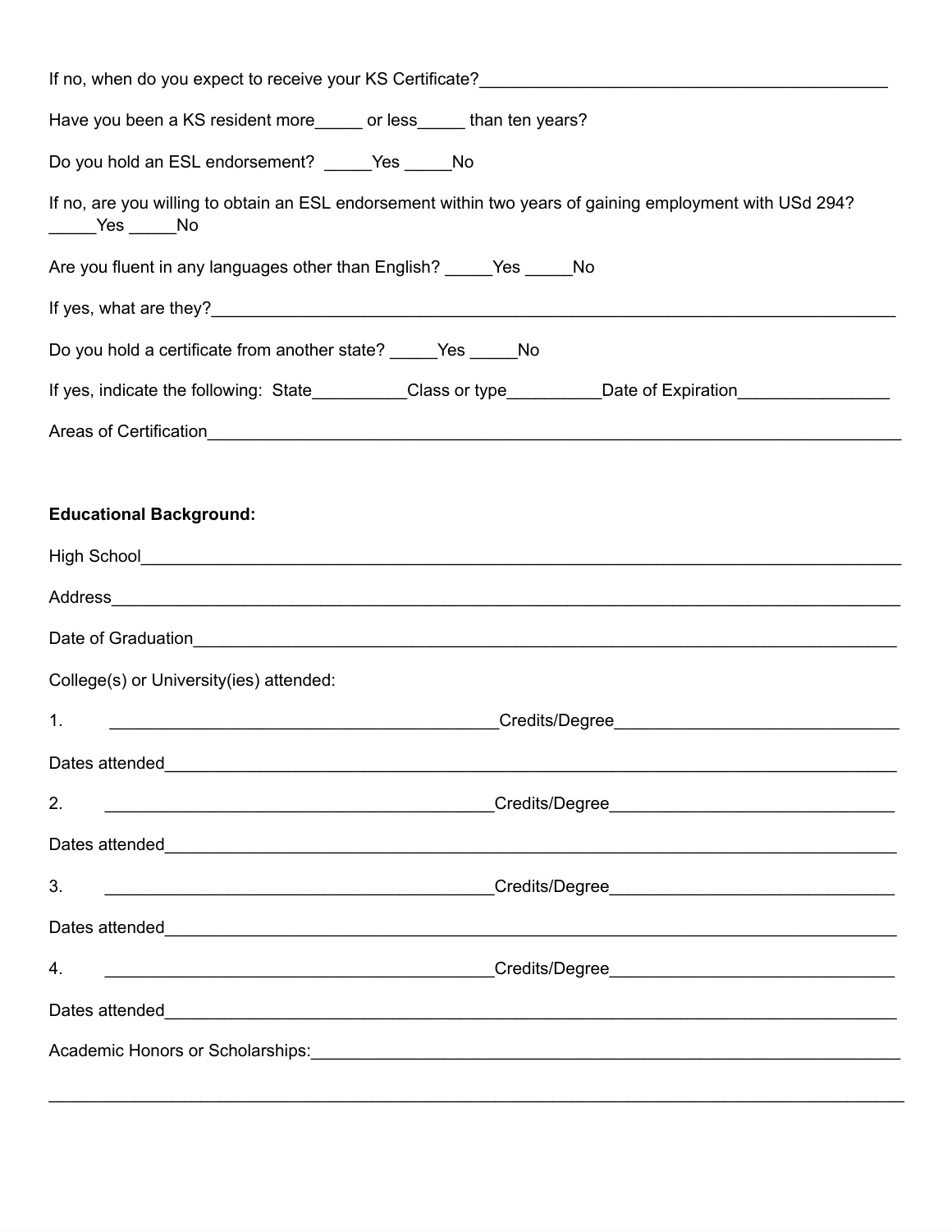If no, when do you expect to receive your KS Certificate?___________________________________________

Have you been a KS resident more_____ or less_____ than ten years?

Do you hold an ESL endorsement? _____Yes _____No

If no, are you willing to obtain an ESL endorsement within two years of gaining employment with USd 294? _____Yes _____No

Are you fluent in any languages other than English? _____Yes _____No

If yes, what are they?___________________________________________________________________________

Do you hold a certificate from another state? _____Yes _____No

If yes, indicate the following: State__________Class or type__________Date of Expiration________________

Areas of Certification___________________________________________________________________________

**Educational Background:**

High School_____________________________________________________________________________________

Address_________________________________________________________________________________________

Date of Graduation______________________________________________________________________________

College(s) or University(ies) attended:

1. _________________________________________Credits/Degree______________________________

Dates attended__________________________________________________________________________________

2. _________________________________________Credits/Degree______________________________

Dates attended__________________________________________________________________________________

3. _________________________________________Credits/Degree______________________________

Dates attended__________________________________________________________________________________

4. _________________________________________Credits/Degree______________________________

Dates attended__________________________________________________________________________________

Academic Honors or Scholarships:_________________________________________________________________

_______________________________________________________________________________________________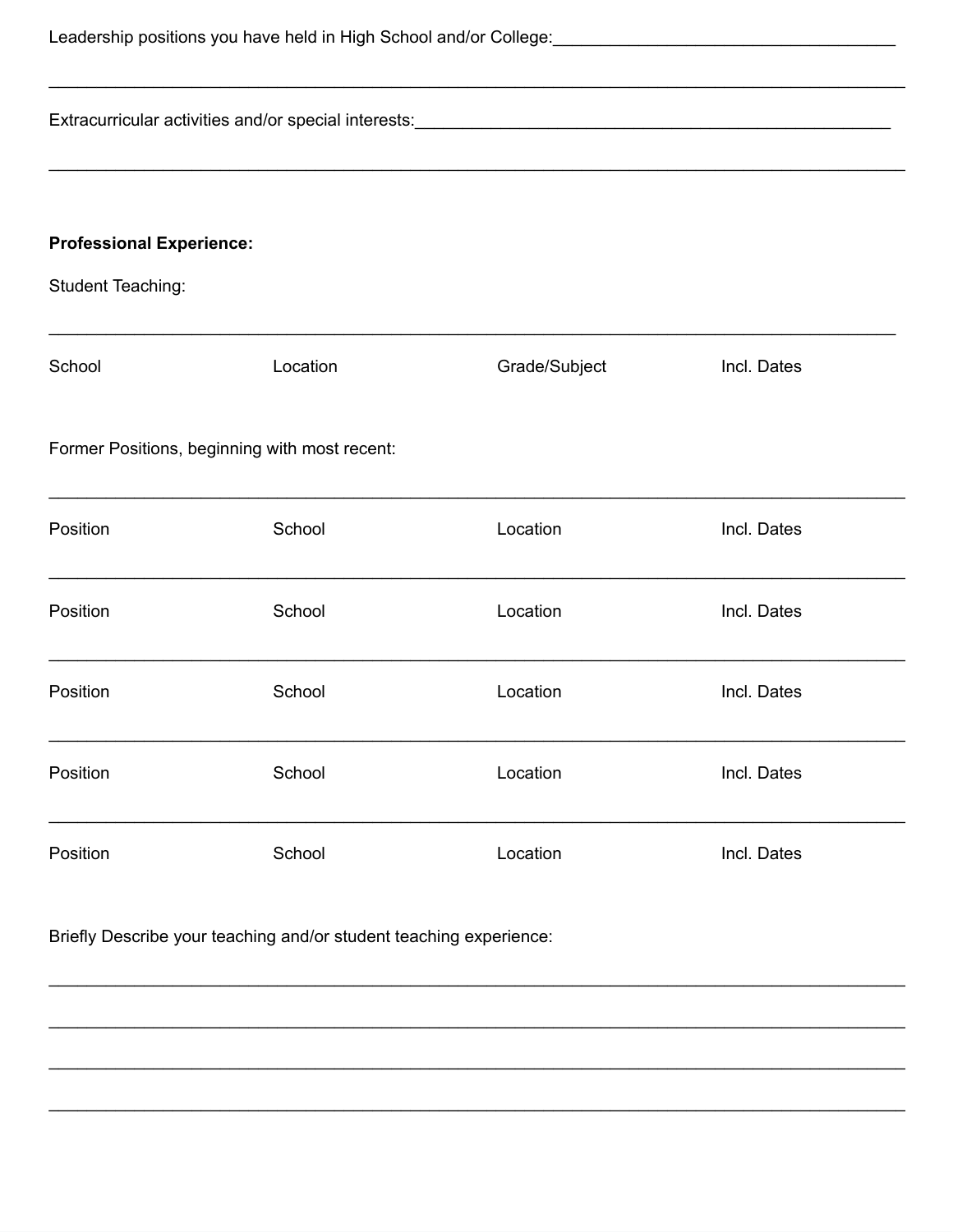Leadership positions you have held in High School and/or College:___________________________________

_____________________________________________________________________________________

Extracurricular activities and/or special interests:_____________________________________________________

_____________________________________________________________________________________

**Professional Experience:**

Student Teaching:

_____________________________________________________________________________________

| School | Location | Grade/Subject | Incl. Dates |
|---|---|---|---|

Former Positions, beginning with most recent:

_____________________________________________________________________________________

| Position | School | Location | Incl. Dates |
|---|---|---|---|

_____________________________________________________________________________________

| Position | School | Location | Incl. Dates |
|---|---|---|---|

_____________________________________________________________________________________

| Position | School | Location | Incl. Dates |
|---|---|---|---|

_____________________________________________________________________________________

| Position | School | Location | Incl. Dates |
|---|---|---|---|

_____________________________________________________________________________________

| Position | School | Location | Incl. Dates |
|---|---|---|---|

Briefly Describe your teaching and/or student teaching experience:

_____________________________________________________________________________________

_____________________________________________________________________________________

_____________________________________________________________________________________

_____________________________________________________________________________________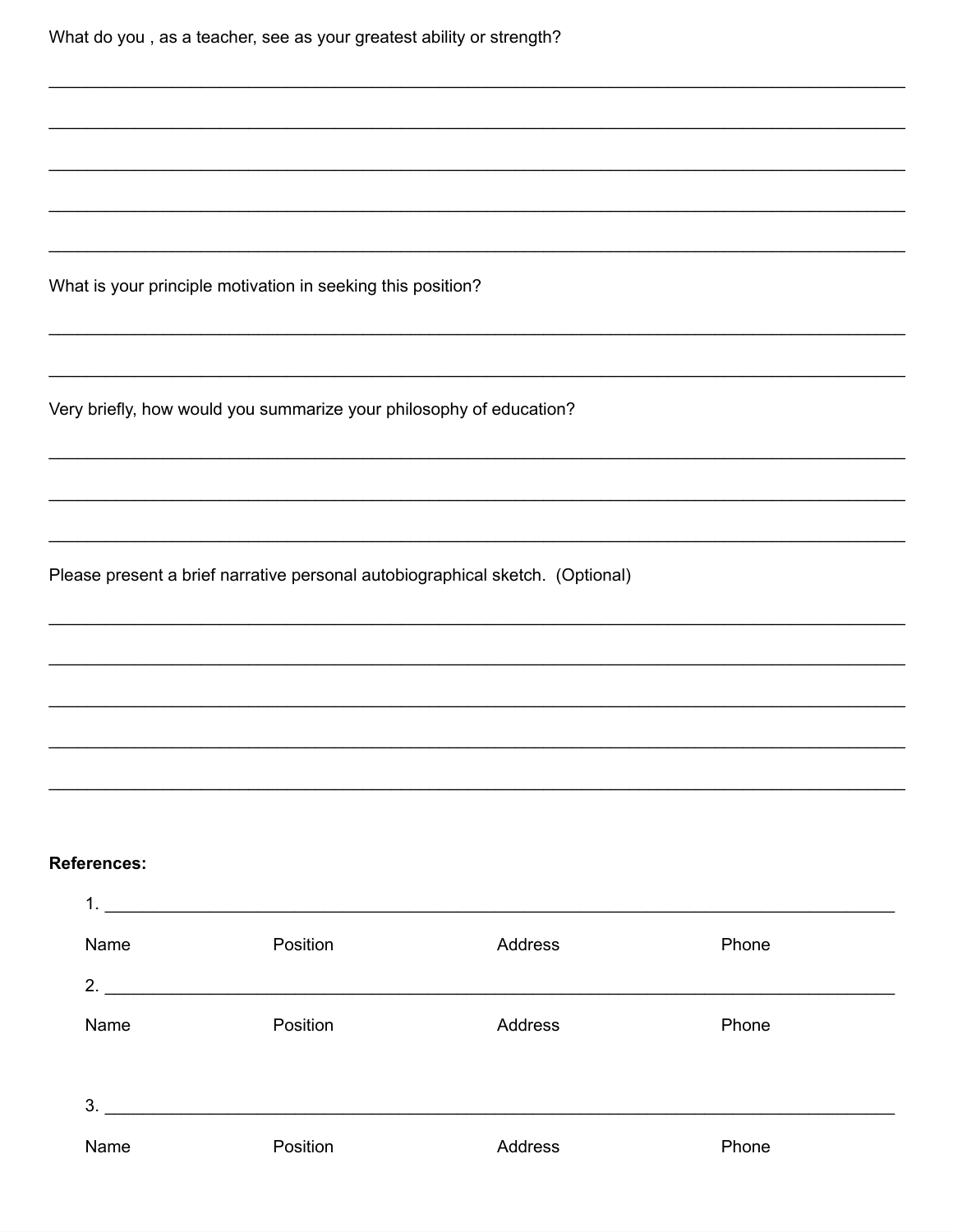What do you , as a teacher, see as your greatest ability or strength?

_______________________________________________________________________________

_______________________________________________________________________________

_______________________________________________________________________________

_______________________________________________________________________________

_______________________________________________________________________________

What is your principle motivation in seeking this position?

_______________________________________________________________________________

_______________________________________________________________________________

Very briefly, how would you summarize your philosophy of education?

_______________________________________________________________________________

_______________________________________________________________________________

_______________________________________________________________________________

Please present a brief narrative personal autobiographical sketch. (Optional)

_______________________________________________________________________________

_______________________________________________________________________________

_______________________________________________________________________________

_______________________________________________________________________________

_______________________________________________________________________________

**References:**

1. _______________________________________________________________________________

   Name Position Address Phone

2. _______________________________________________________________________________

   Name Position Address Phone

3. _______________________________________________________________________________

   Name Position Address Phone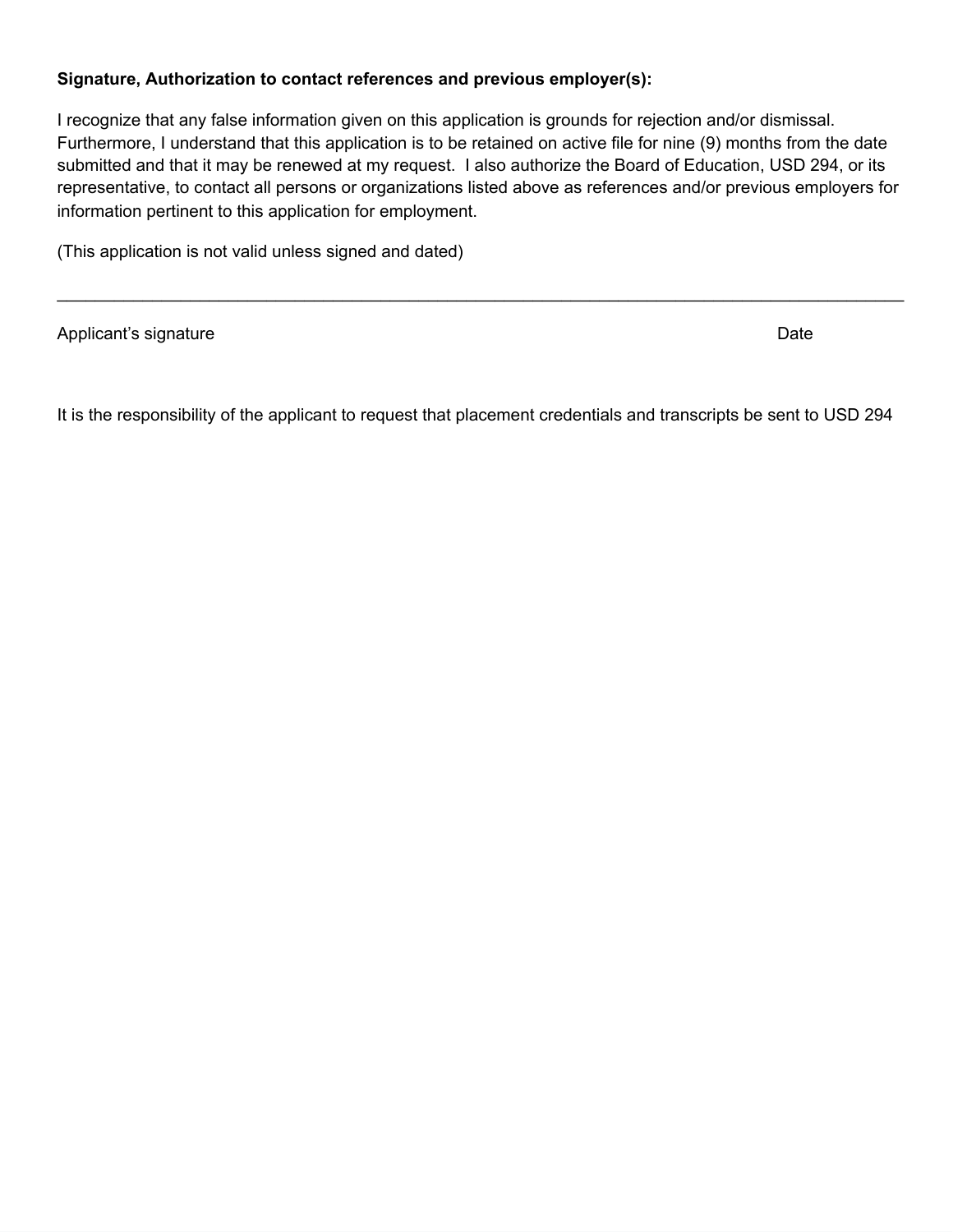**Signature, Authorization to contact references and previous employer(s):**

I recognize that any false information given on this application is grounds for rejection and/or dismissal. Furthermore, I understand that this application is to be retained on active file for nine (9) months from the date submitted and that it may be renewed at my request. I also authorize the Board of Education, USD 294, or its representative, to contact all persons or organizations listed above as references and/or previous employers for information pertinent to this application for employment.

(This application is not valid unless signed and dated)

\_\_\_\_\_\_\_\_\_\_\_\_\_\_\_\_\_\_\_\_\_\_\_\_\_\_\_\_\_\_\_\_\_\_\_\_\_\_\_\_\_\_\_\_\_\_\_\_\_\_\_\_\_\_\_\_\_\_\_\_\_\_\_\_\_\_\_\_\_\_\_\_\_\_\_\_\_\_

Applicant's signature                                                                                     Date

It is the responsibility of the applicant to request that placement credentials and transcripts be sent to USD 294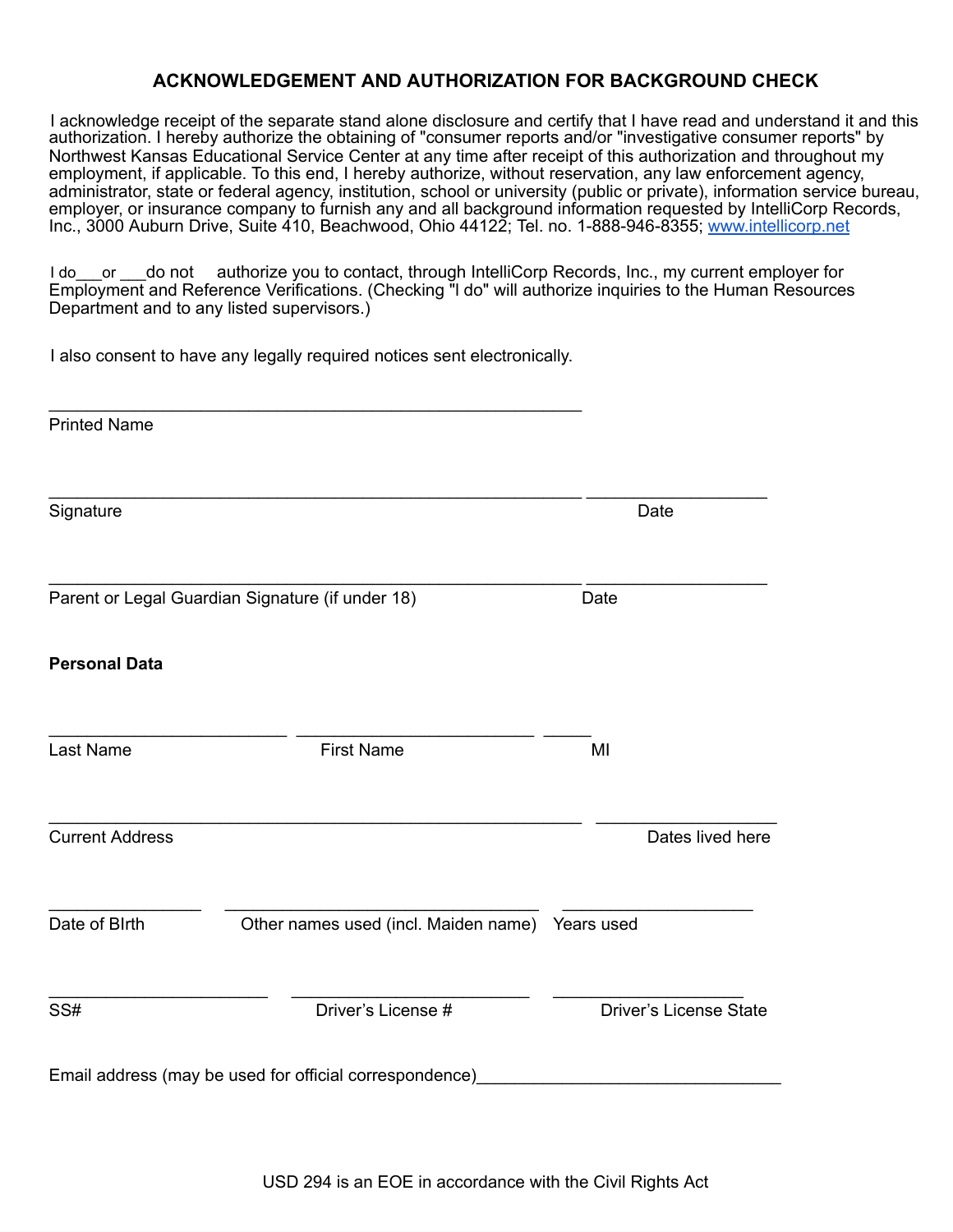## ACKNOWLEDGEMENT AND AUTHORIZATION FOR BACKGROUND CHECK

I acknowledge receipt of the separate stand alone disclosure and certify that I have read and understand it and this authorization. I hereby authorize the obtaining of "consumer reports and/or "investigative consumer reports" by Northwest Kansas Educational Service Center at any time after receipt of this authorization and throughout my employment, if applicable. To this end, I hereby authorize, without reservation, any law enforcement agency, administrator, state or federal agency, institution, school or university (public or private), information service bureau, employer, or insurance company to furnish any and all background information requested by IntelliCorp Records, Inc., 3000 Auburn Drive, Suite 410, Beachwood, Ohio 44122; Tel. no. 1-888-946-8355; www.intellicorp.net

I do___or ___do not authorize you to contact, through IntelliCorp Records, Inc., my current employer for Employment and Reference Verifications. (Checking "I do" will authorize inquiries to the Human Resources Department and to any listed supervisors.)

I also consent to have any legally required notices sent electronically.

_______________________________________________________
Printed Name

_______________________________________________________ __________________
Signature Date

_______________________________________________________ __________________
Parent or Legal Guardian Signature (if under 18) Date

**Personal Data**

________________________ ________________________ _____
Last Name First Name MI

_______________________________________________________ __________________
Current Address Dates lived here

_______________ ________________________________ ___________________
Date of BIrth Other names used (incl. Maiden name) Years used

______________________ ________________________ ___________________
SS# Driver's License # Driver's License State

Email address (may be used for official correspondence)_______________________________

USD 294 is an EOE in accordance with the Civil Rights Act